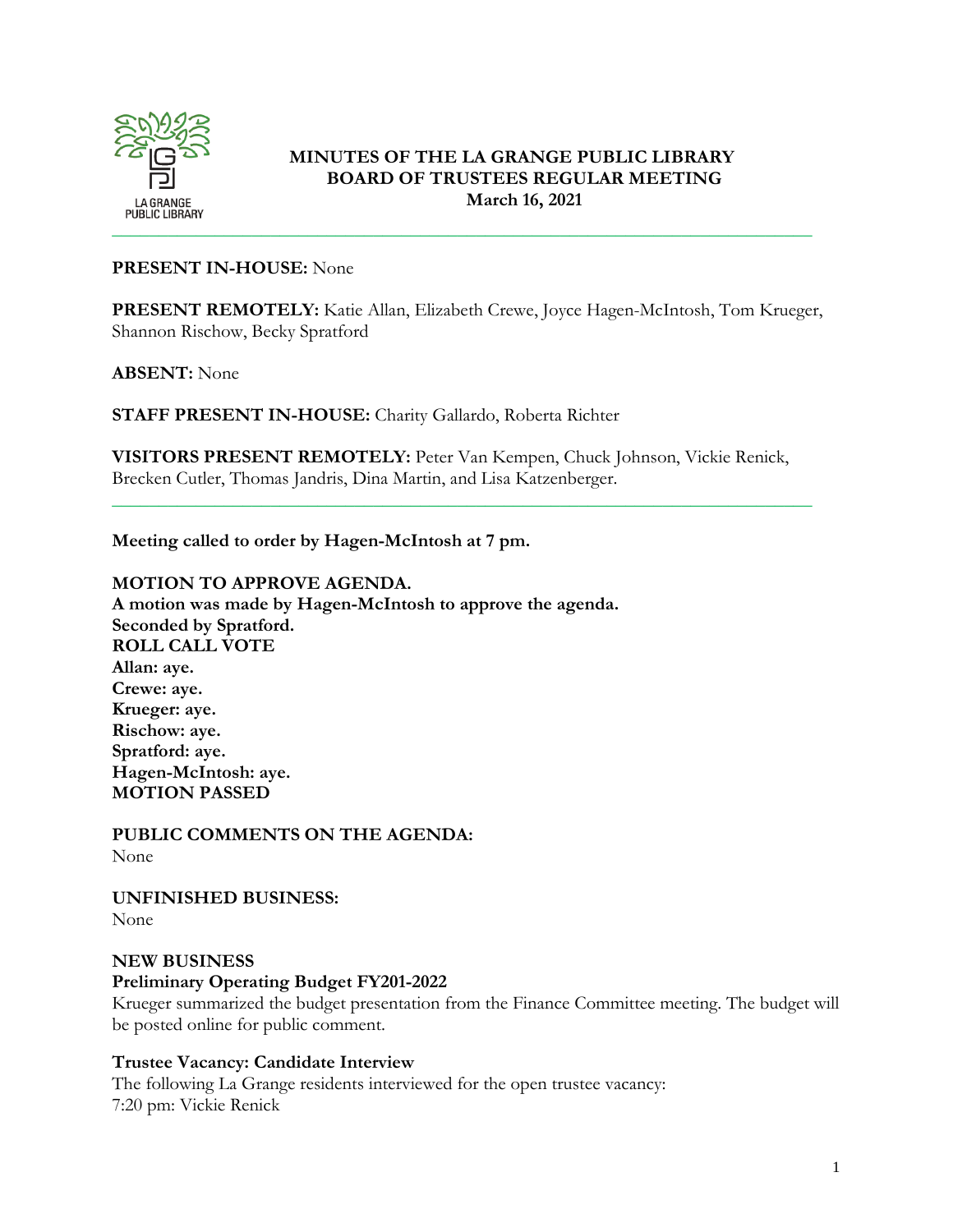# MINUTES OF THE LA GRANGE PUBLIC LIBRARY BOARD OF TRUSTEES REGULAR MEETING
## March 16, 2021

---

**PRESENT IN-HOUSE:** None

**PRESENT REMOTELY:** Katie Allan, Elizabeth Crewe, Joyce Hagen-McIntosh, Tom Krueger, Shannon Rischow, Becky Spratford

**ABSENT:** None

**STAFF PRESENT IN-HOUSE:** Charity Gallardo, Roberta Richter

**VISITORS PRESENT REMOTELY:** Peter Van Kempen, Chuck Johnson, Vickie Renick, Brecken Cutler, Thomas Jandris, Dina Martin, and Lisa Katzenberger.

---

**Meeting called to order by Hagen-McIntosh at 7 pm.**

**MOTION TO APPROVE AGENDA.**
**A motion was made by Hagen-McIntosh to approve the agenda.**
**Seconded by Spratford.**
**ROLL CALL VOTE**
**Allan: aye.**
**Crewe: aye.**
**Krueger: aye.**
**Rischow: aye.**
**Spratford: aye.**
**Hagen-McIntosh: aye.**
**MOTION PASSED**

**PUBLIC COMMENTS ON THE AGENDA:**
None

**UNFINISHED BUSINESS:**
None

**NEW BUSINESS**

**Preliminary Operating Budget FY201-2022**
Krueger summarized the budget presentation from the Finance Committee meeting. The budget will be posted online for public comment.

**Trustee Vacancy: Candidate Interview**
The following La Grange residents interviewed for the open trustee vacancy:
7:20 pm: Vickie Renick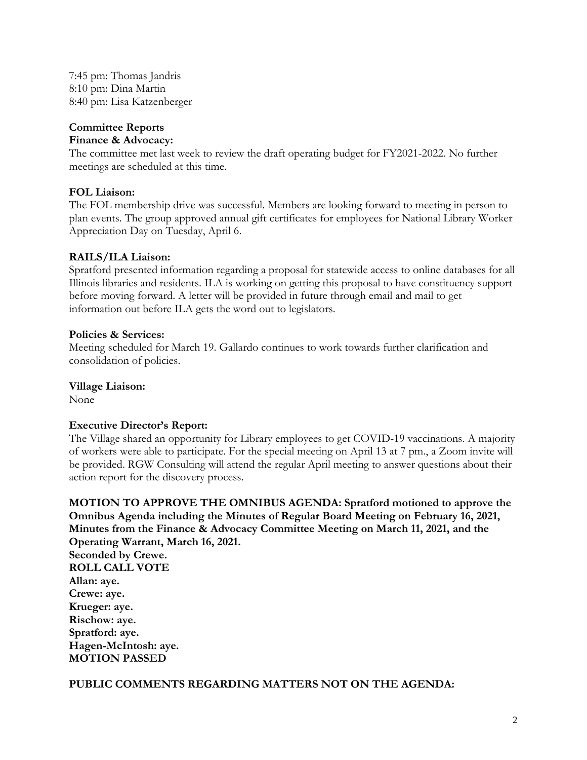7:45 pm: Thomas Jandris
8:10 pm: Dina Martin
8:40 pm: Lisa Katzenberger

**Committee Reports**

**Finance & Advocacy:**
The committee met last week to review the draft operating budget for FY2021-2022. No further meetings are scheduled at this time.

**FOL Liaison:**
The FOL membership drive was successful. Members are looking forward to meeting in person to plan events. The group approved annual gift certificates for employees for National Library Worker Appreciation Day on Tuesday, April 6.

**RAILS/ILA Liaison:**
Spratford presented information regarding a proposal for statewide access to online databases for all Illinois libraries and residents. ILA is working on getting this proposal to have constituency support before moving forward. A letter will be provided in future through email and mail to get information out before ILA gets the word out to legislators.

**Policies & Services:**
Meeting scheduled for March 19. Gallardo continues to work towards further clarification and consolidation of policies.

**Village Liaison:**
None

**Executive Director's Report:**
The Village shared an opportunity for Library employees to get COVID-19 vaccinations. A majority of workers were able to participate. For the special meeting on April 13 at 7 pm., a Zoom invite will be provided. RGW Consulting will attend the regular April meeting to answer questions about their action report for the discovery process.

**MOTION TO APPROVE THE OMNIBUS AGENDA: Spratford motioned to approve the Omnibus Agenda including the Minutes of Regular Board Meeting on February 16, 2021, Minutes from the Finance & Advocacy Committee Meeting on March 11, 2021, and the Operating Warrant, March 16, 2021.**
**Seconded by Crewe.**
**ROLL CALL VOTE**
**Allan: aye.**
**Crewe: aye.**
**Krueger: aye.**
**Rischow: aye.**
**Spratford: aye.**
**Hagen-McIntosh: aye.**
**MOTION PASSED**

**PUBLIC COMMENTS REGARDING MATTERS NOT ON THE AGENDA:**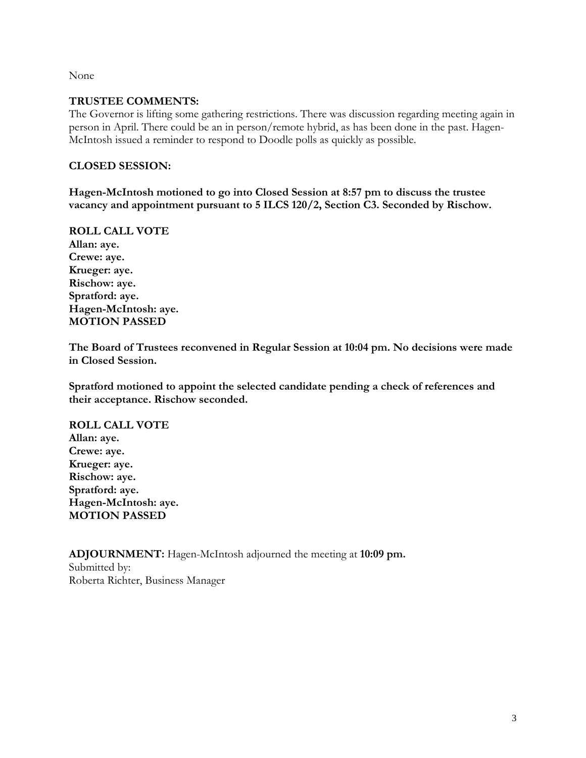None

**TRUSTEE COMMENTS:**
The Governor is lifting some gathering restrictions. There was discussion regarding meeting again in person in April. There could be an in person/remote hybrid, as has been done in the past. Hagen-McIntosh issued a reminder to respond to Doodle polls as quickly as possible.

**CLOSED SESSION:**

**Hagen-McIntosh motioned to go into Closed Session at 8:57 pm to discuss the trustee vacancy and appointment pursuant to 5 ILCS 120/2, Section C3. Seconded by Rischow.**

**ROLL CALL VOTE**
**Allan: aye.**
**Crewe: aye.**
**Krueger: aye.**
**Rischow: aye.**
**Spratford: aye.**
**Hagen-McIntosh: aye.**
**MOTION PASSED**

**The Board of Trustees reconvened in Regular Session at 10:04 pm. No decisions were made in Closed Session.**

**Spratford motioned to appoint the selected candidate pending a check of references and their acceptance. Rischow seconded.**

**ROLL CALL VOTE**
**Allan: aye.**
**Crewe: aye.**
**Krueger: aye.**
**Rischow: aye.**
**Spratford: aye.**
**Hagen-McIntosh: aye.**
**MOTION PASSED**

**ADJOURNMENT:** Hagen-McIntosh adjourned the meeting at **10:09 pm.**
Submitted by:
Roberta Richter, Business Manager